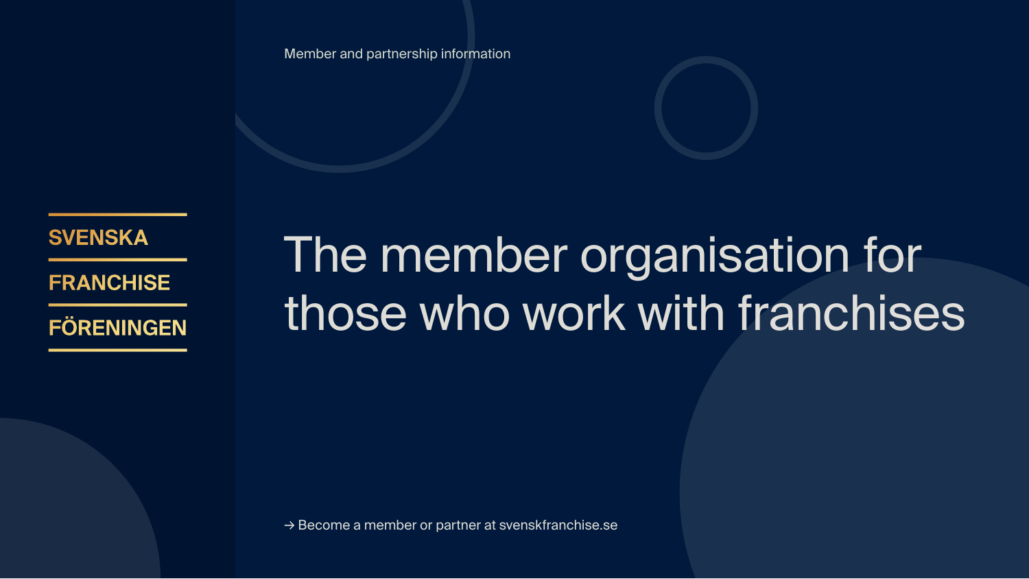SVENSKA

FRANCHISE

FÖRENINGEN

Member and partnership information

# The member organisation for those who work with franchises

→ Become a member or partner at svenskfranchise.se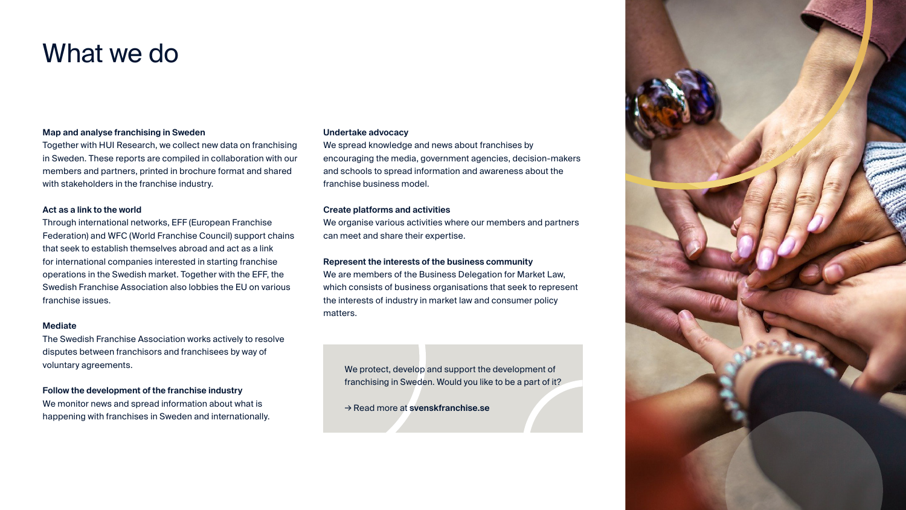# What we do

**Map and analyse franchising in Sweden**
Together with HUI Research, we collect new data on franchising in Sweden. These reports are compiled in collaboration with our members and partners, printed in brochure format and shared with stakeholders in the franchise industry.

**Act as a link to the world**
Through international networks, EFF (European Franchise Federation) and WFC (World Franchise Council) support chains that seek to establish themselves abroad and act as a link for international companies interested in starting franchise operations in the Swedish market. Together with the EFF, the Swedish Franchise Association also lobbies the EU on various franchise issues.

**Mediate**
The Swedish Franchise Association works actively to resolve disputes between franchisors and franchisees by way of voluntary agreements.

**Follow the development of the franchise industry**
We monitor news and spread information about what is happening with franchises in Sweden and internationally.

**Undertake advocacy**
We spread knowledge and news about franchises by encouraging the media, government agencies, decision-makers and schools to spread information and awareness about the franchise business model.

**Create platforms and activities**
We organise various activities where our members and partners can meet and share their expertise.

**Represent the interests of the business community**
We are members of the Business Delegation for Market Law, which consists of business organisations that seek to represent the interests of industry in market law and consumer policy matters.

We protect, develop and support the development of franchising in Sweden. Would you like to be a part of it?

→ Read more at **svenskfranchise.se**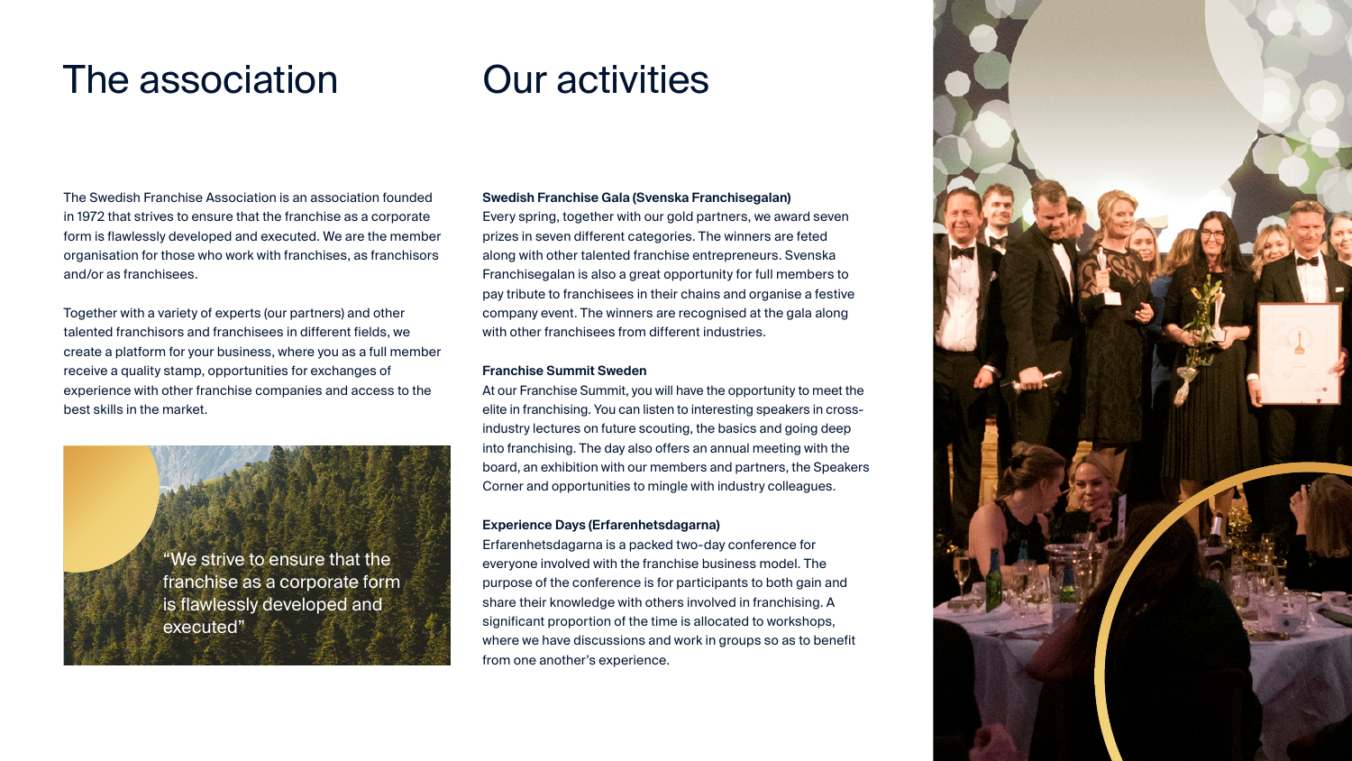# The association

The Swedish Franchise Association is an association founded in 1972 that strives to ensure that the franchise as a corporate form is flawlessly developed and executed. We are the member organisation for those who work with franchises, as franchisors and/or as franchisees.

Together with a variety of experts (our partners) and other talented franchisors and franchisees in different fields, we create a platform for your business, where you as a full member receive a quality stamp, opportunities for exchanges of experience with other franchise companies and access to the best skills in the market.

"We strive to ensure that the franchise as a corporate form is flawlessly developed and executed"

# Our activities

**Swedish Franchise Gala (Svenska Franchisegalan)**
Every spring, together with our gold partners, we award seven prizes in seven different categories. The winners are feted along with other talented franchise entrepreneurs. Svenska Franchisegalan is also a great opportunity for full members to pay tribute to franchisees in their chains and organise a festive company event. The winners are recognised at the gala along with other franchisees from different industries.

**Franchise Summit Sweden**
At our Franchise Summit, you will have the opportunity to meet the elite in franchising. You can listen to interesting speakers in cross-industry lectures on future scouting, the basics and going deep into franchising. The day also offers an annual meeting with the board, an exhibition with our members and partners, the Speakers Corner and opportunities to mingle with industry colleagues.

**Experience Days (Erfarenhetsdagarna)**
Erfarenhetsdagarna is a packed two-day conference for everyone involved with the franchise business model. The purpose of the conference is for participants to both gain and share their knowledge with others involved in franchising. A significant proportion of the time is allocated to workshops, where we have discussions and work in groups so as to benefit from one another's experience.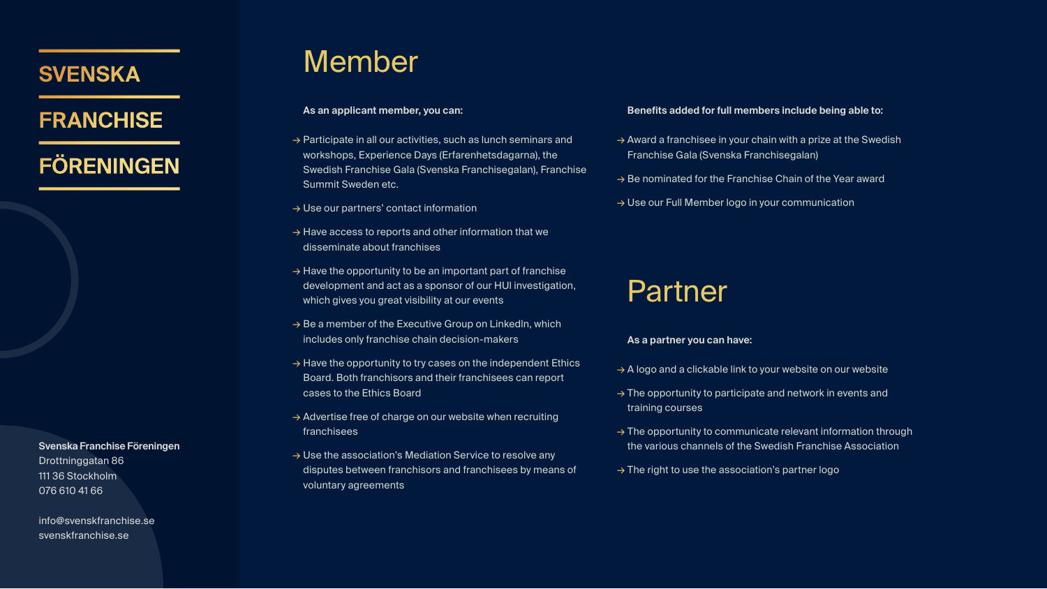SVENSKA

FRANCHISE

FÖRENINGEN

# Member

**As an applicant member, you can:**

- Participate in all our activities, such as lunch seminars and workshops, Experience Days (Erfarenhetsdagarna), the Swedish Franchise Gala (Svenska Franchisegalan), Franchise Summit Sweden etc.
- Use our partners' contact information
- Have access to reports and other information that we disseminate about franchises
- Have the opportunity to be an important part of franchise development and act as a sponsor of our HUI investigation, which gives you great visibility at our events
- Be a member of the Executive Group on LinkedIn, which includes only franchise chain decision-makers
- Have the opportunity to try cases on the independent Ethics Board. Both franchisors and their franchisees can report cases to the Ethics Board
- Advertise free of charge on our website when recruiting franchisees
- Use the association's Mediation Service to resolve any disputes between franchisors and franchisees by means of voluntary agreements

**Benefits added for full members include being able to:**

- Award a franchisee in your chain with a prize at the Swedish Franchise Gala (Svenska Franchisegalan)
- Be nominated for the Franchise Chain of the Year award
- Use our Full Member logo in your communication

# Partner

**As a partner you can have:**

- A logo and a clickable link to your website on our website
- The opportunity to participate and network in events and training courses
- The opportunity to communicate relevant information through the various channels of the Swedish Franchise Association
- The right to use the association's partner logo

**Svenska Franchise Föreningen**
Drottninggatan 86
111 36 Stockholm
076 610 41 66

info@svenskfranchise.se
svenskfranchise.se